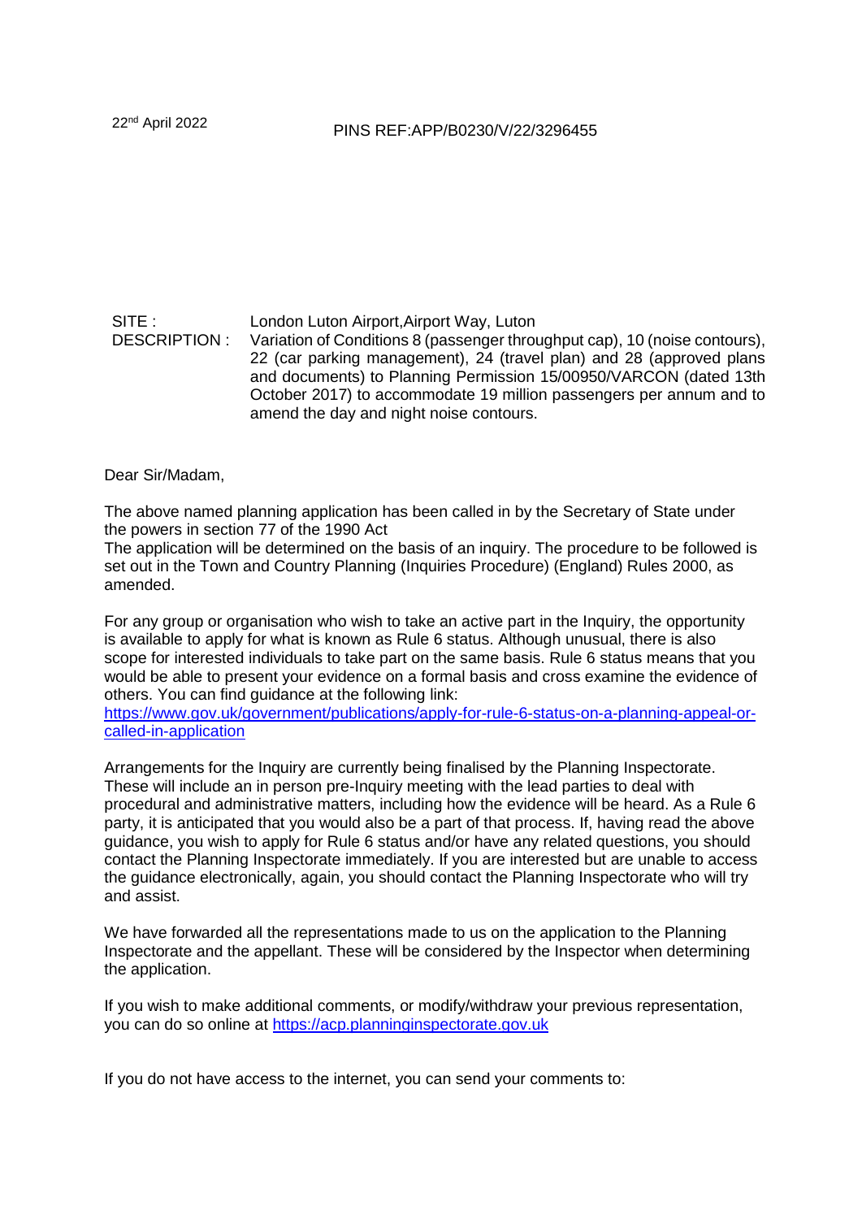22nd April 2022

PINS REF:APP/B0230/V/22/3296455

SITE : London Luton Airport,Airport Way, Luton

DESCRIPTION : Variation of Conditions 8 (passenger throughput cap), 10 (noise contours), 22 (car parking management), 24 (travel plan) and 28 (approved plans and documents) to Planning Permission 15/00950/VARCON (dated 13th October 2017) to accommodate 19 million passengers per annum and to amend the day and night noise contours.

Dear Sir/Madam,

The above named planning application has been called in by the Secretary of State under the powers in section 77 of the 1990 Act
The application will be determined on the basis of an inquiry. The procedure to be followed is set out in the Town and Country Planning (Inquiries Procedure) (England) Rules 2000, as amended.

For any group or organisation who wish to take an active part in the Inquiry, the opportunity is available to apply for what is known as Rule 6 status. Although unusual, there is also scope for interested individuals to take part on the same basis. Rule 6 status means that you would be able to present your evidence on a formal basis and cross examine the evidence of others. You can find guidance at the following link:
[https://www.gov.uk/government/publications/apply-for-rule-6-status-on-a-planning-appeal-or-called-in-application](https://www.gov.uk/government/publications/apply-for-rule-6-status-on-a-planning-appeal-or-called-in-application)

Arrangements for the Inquiry are currently being finalised by the Planning Inspectorate. These will include an in person pre-Inquiry meeting with the lead parties to deal with procedural and administrative matters, including how the evidence will be heard. As a Rule 6 party, it is anticipated that you would also be a part of that process. If, having read the above guidance, you wish to apply for Rule 6 status and/or have any related questions, you should contact the Planning Inspectorate immediately. If you are interested but are unable to access the guidance electronically, again, you should contact the Planning Inspectorate who will try and assist.

We have forwarded all the representations made to us on the application to the Planning Inspectorate and the appellant. These will be considered by the Inspector when determining the application.

If you wish to make additional comments, or modify/withdraw your previous representation, you can do so online at [https://acp.planninginspectorate.gov.uk](https://acp.planninginspectorate.gov.uk)

If you do not have access to the internet, you can send your comments to: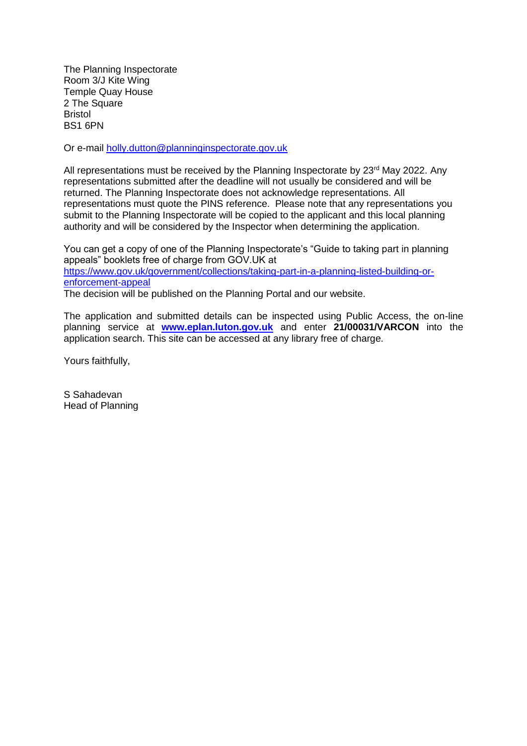The Planning Inspectorate
Room 3/J Kite Wing
Temple Quay House
2 The Square
Bristol
BS1 6PN

Or e-mail holly.dutton@planninginspectorate.gov.uk

All representations must be received by the Planning Inspectorate by 23rd May 2022. Any representations submitted after the deadline will not usually be considered and will be returned. The Planning Inspectorate does not acknowledge representations. All representations must quote the PINS reference. Please note that any representations you submit to the Planning Inspectorate will be copied to the applicant and this local planning authority and will be considered by the Inspector when determining the application.

You can get a copy of one of the Planning Inspectorate's "Guide to taking part in planning appeals" booklets free of charge from GOV.UK at https://www.gov.uk/government/collections/taking-part-in-a-planning-listed-building-or-enforcement-appeal
The decision will be published on the Planning Portal and our website.

The application and submitted details can be inspected using Public Access, the on-line planning service at **www.eplan.luton.gov.uk** and enter **21/00031/VARCON** into the application search. This site can be accessed at any library free of charge.

Yours faithfully,

S Sahadevan
Head of Planning